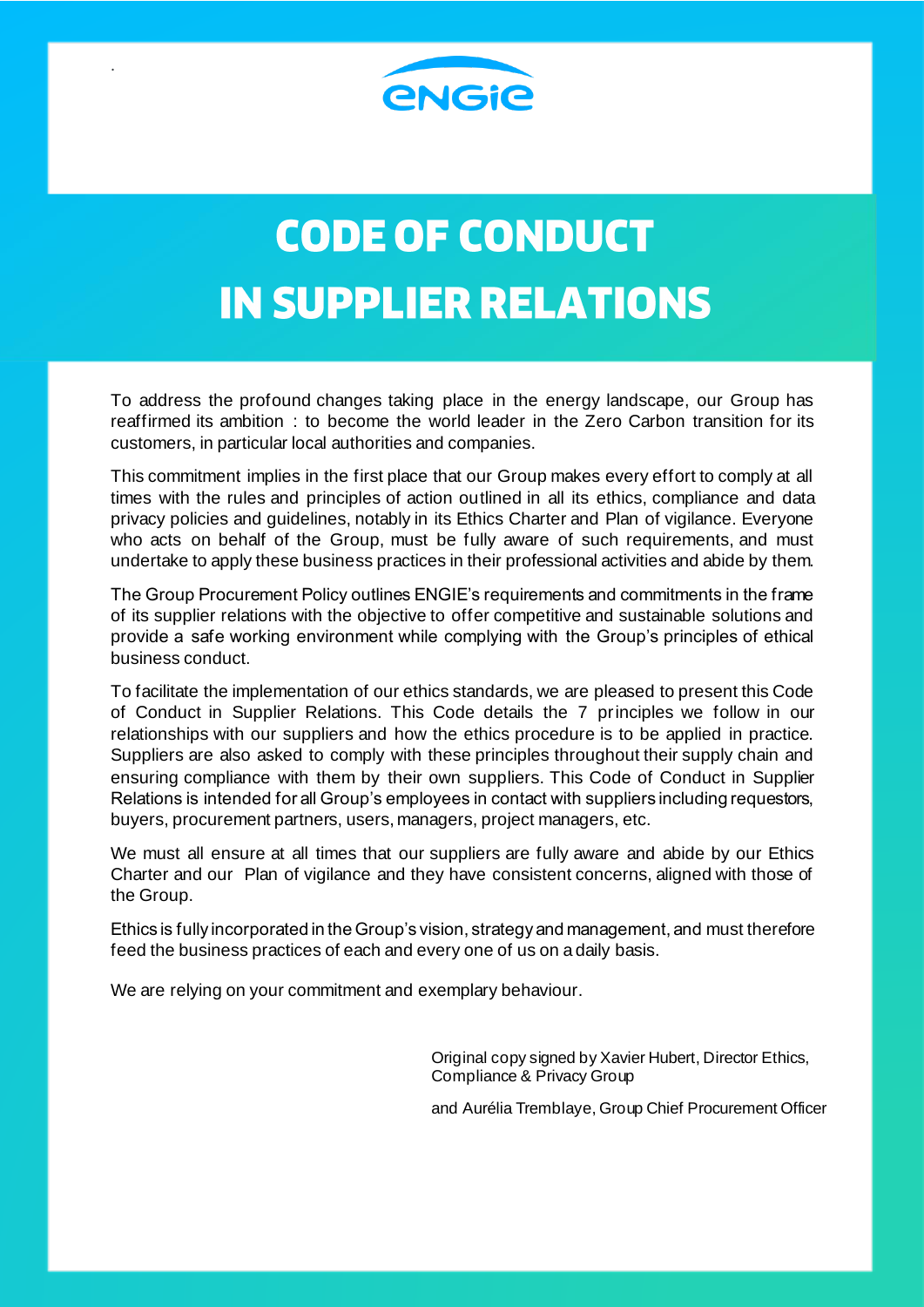# CODE OF CONDUCT IN SUPPLIER RELATIONS

To address the profound changes taking place in the energy landscape, our Group has reaffirmed its ambition : to become the world leader in the Zero Carbon transition for its customers, in particular local authorities and companies.

This commitment implies in the first place that our Group makes every effort to comply at all times with the rules and principles of action outlined in all its ethics, compliance and data privacy policies and guidelines, notably in its Ethics Charter and Plan of vigilance. Everyone who acts on behalf of the Group, must be fully aware of such requirements, and must undertake to apply these business practices in their professional activities and abide by them.

The Group Procurement Policy outlines ENGIE's requirements and commitments in the frame of its supplier relations with the objective to offer competitive and sustainable solutions and provide a safe working environment while complying with the Group's principles of ethical business conduct.

To facilitate the implementation of our ethics standards, we are pleased to present this Code of Conduct in Supplier Relations. This Code details the 7 principles we follow in our relationships with our suppliers and how the ethics procedure is to be applied in practice. Suppliers are also asked to comply with these principles throughout their supply chain and ensuring compliance with them by their own suppliers. This Code of Conduct in Supplier Relations is intended for all Group's employees in contact with suppliers including requestors, buyers, procurement partners, users, managers, project managers, etc.

We must all ensure at all times that our suppliers are fully aware and abide by our Ethics Charter and our Plan of vigilance and they have consistent concerns, aligned with those of the Group.

Ethics is fully incorporated in the Group's vision, strategy and management, and must therefore feed the business practices of each and every one of us on a daily basis.

We are relying on your commitment and exemplary behaviour.

Original copy signed by Xavier Hubert, Director Ethics, Compliance & Privacy Group

and Aurélia Tremblaye, Group Chief Procurement Officer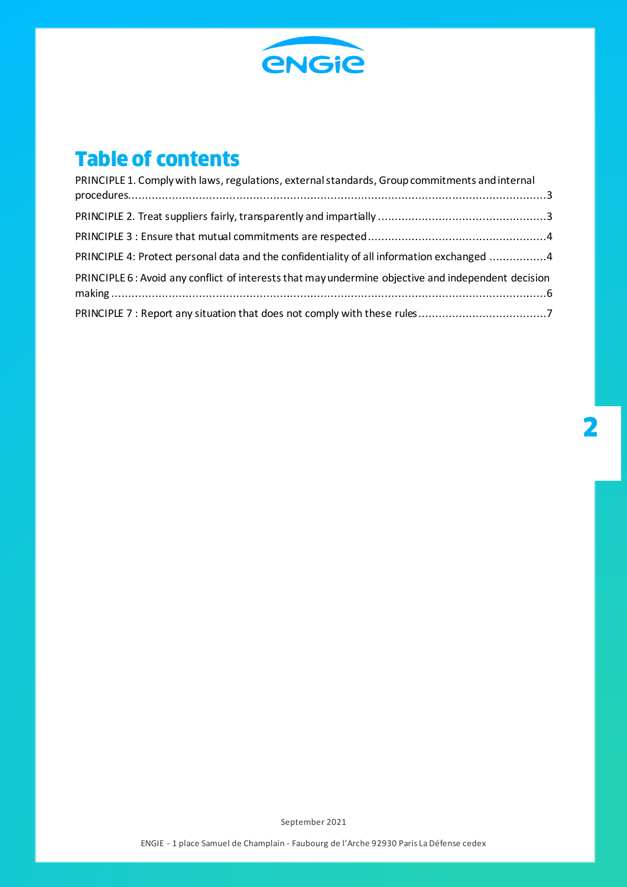# Table of contents

PRINCIPLE 1. Comply with laws, regulations, external standards, Group commitments and internal procedures.........3

PRINCIPLE 2. Treat suppliers fairly, transparently and impartially.........3

PRINCIPLE 3 : Ensure that mutual commitments are respected.........4

PRINCIPLE 4: Protect personal data and the confidentiality of all information exchanged.........4

PRINCIPLE 6 : Avoid any conflict of interests that may undermine objective and independent decision making.........6

PRINCIPLE 7 : Report any situation that does not comply with these rules.........7

September 2021

ENGIE - 1 place Samuel de Champlain - Faubourg de l'Arche 92930 Paris La Défense cedex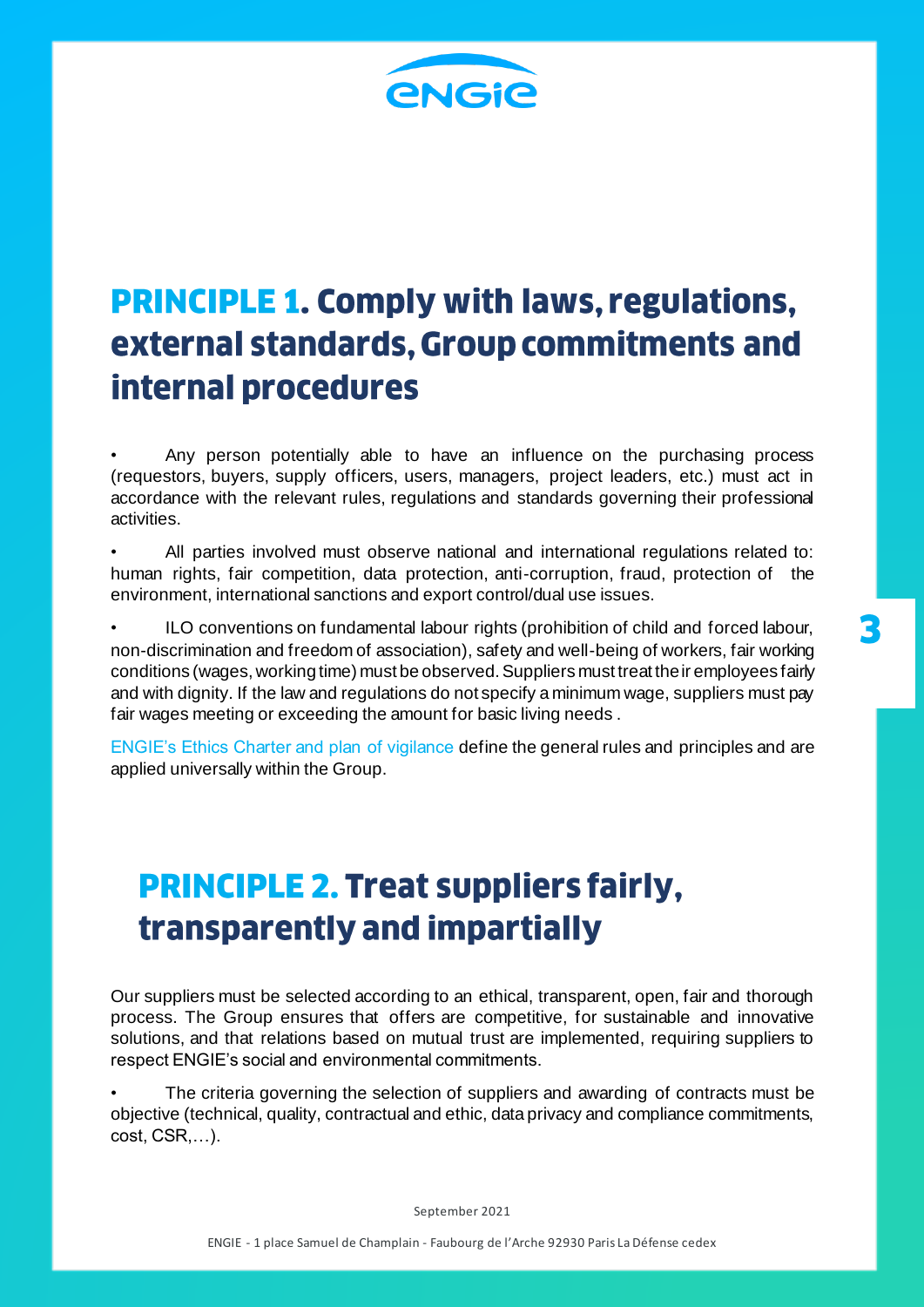## PRINCIPLE 1. Comply with laws, regulations, external standards, Group commitments and internal procedures

- Any person potentially able to have an influence on the purchasing process (requestors, buyers, supply officers, users, managers, project leaders, etc.) must act in accordance with the relevant rules, regulations and standards governing their professional activities.
- All parties involved must observe national and international regulations related to: human rights, fair competition, data protection, anti-corruption, fraud, protection of the environment, international sanctions and export control/dual use issues.
- ILO conventions on fundamental labour rights (prohibition of child and forced labour, non-discrimination and freedom of association), safety and well-being of workers, fair working conditions (wages, working time) must be observed. Suppliers must treat their employees fairly and with dignity. If the law and regulations do not specify a minimum wage, suppliers must pay fair wages meeting or exceeding the amount for basic living needs .

ENGIE's Ethics Charter and plan of vigilance define the general rules and principles and are applied universally within the Group.

## PRINCIPLE 2. Treat suppliers fairly, transparently and impartially

Our suppliers must be selected according to an ethical, transparent, open, fair and thorough process. The Group ensures that offers are competitive, for sustainable and innovative solutions, and that relations based on mutual trust are implemented, requiring suppliers to respect ENGIE's social and environmental commitments.

- The criteria governing the selection of suppliers and awarding of contracts must be objective (technical, quality, contractual and ethic, data privacy and compliance commitments, cost, CSR,…).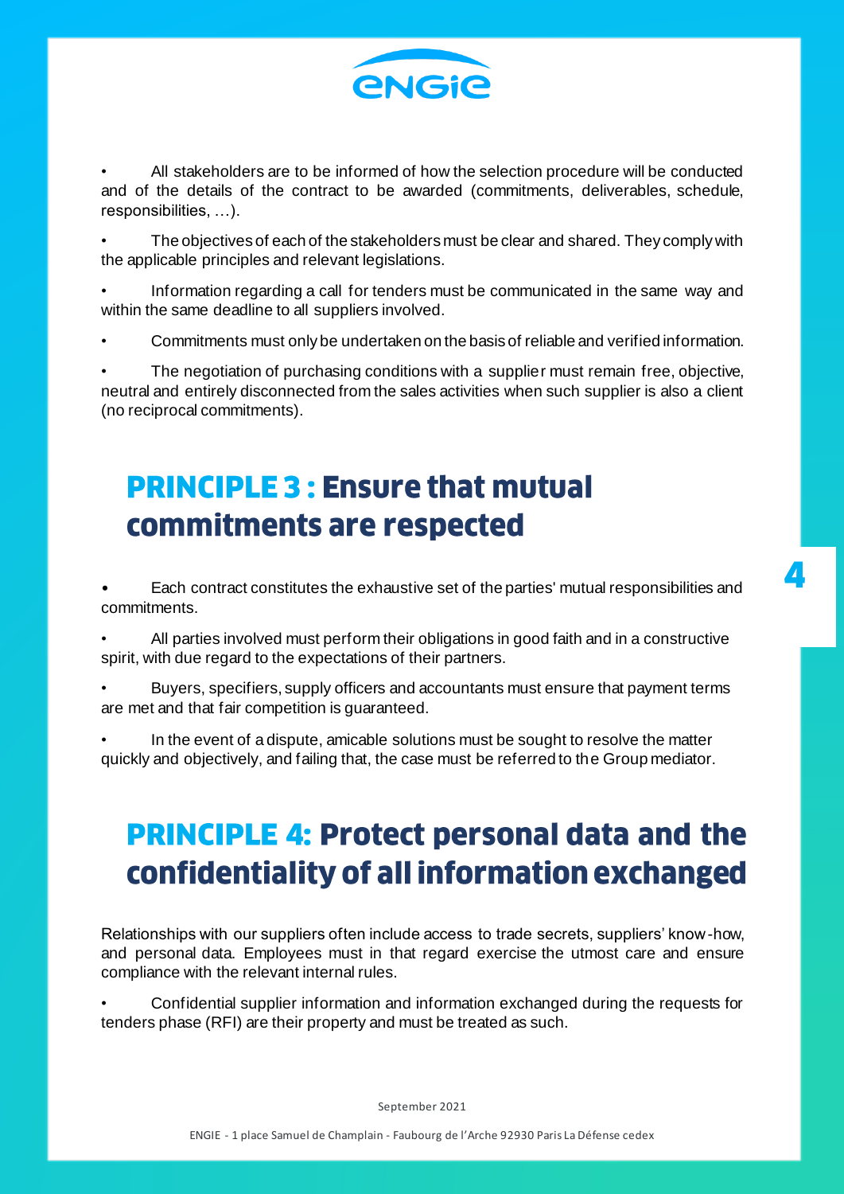- All stakeholders are to be informed of how the selection procedure will be conducted and of the details of the contract to be awarded (commitments, deliverables, schedule, responsibilities, …).
- The objectives of each of the stakeholders must be clear and shared. They comply with the applicable principles and relevant legislations.
- Information regarding a call for tenders must be communicated in the same way and within the same deadline to all suppliers involved.
- Commitments must only be undertaken on the basis of reliable and verified information.
- The negotiation of purchasing conditions with a supplier must remain free, objective, neutral and entirely disconnected from the sales activities when such supplier is also a client (no reciprocal commitments).

## PRINCIPLE 3 : Ensure that mutual commitments are respected

- Each contract constitutes the exhaustive set of the parties' mutual responsibilities and commitments.
- All parties involved must perform their obligations in good faith and in a constructive spirit, with due regard to the expectations of their partners.
- Buyers, specifiers, supply officers and accountants must ensure that payment terms are met and that fair competition is guaranteed.
- In the event of a dispute, amicable solutions must be sought to resolve the matter quickly and objectively, and failing that, the case must be referred to the Group mediator.

## PRINCIPLE 4: Protect personal data and the confidentiality of all information exchanged

Relationships with our suppliers often include access to trade secrets, suppliers' know-how, and personal data. Employees must in that regard exercise the utmost care and ensure compliance with the relevant internal rules.

- Confidential supplier information and information exchanged during the requests for tenders phase (RFI) are their property and must be treated as such.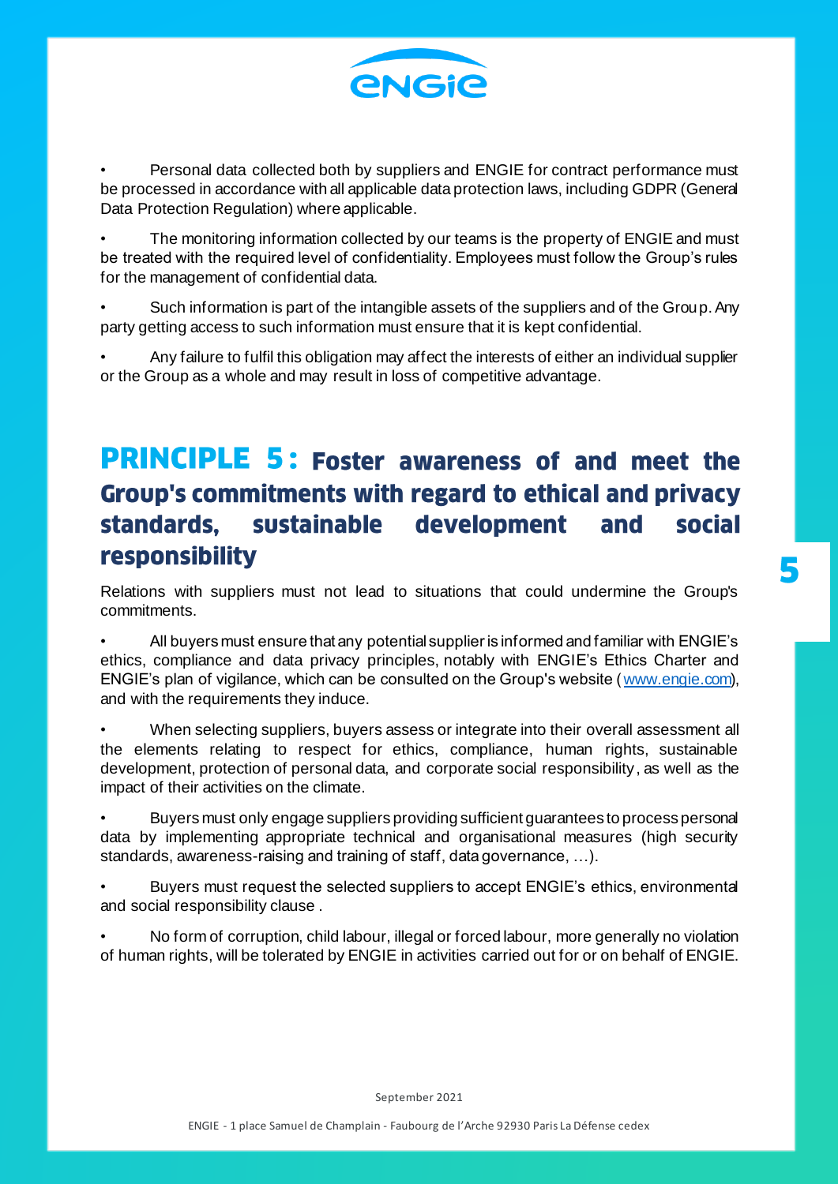- Personal data collected both by suppliers and ENGIE for contract performance must be processed in accordance with all applicable data protection laws, including GDPR (General Data Protection Regulation) where applicable.

- The monitoring information collected by our teams is the property of ENGIE and must be treated with the required level of confidentiality. Employees must follow the Group's rules for the management of confidential data.

- Such information is part of the intangible assets of the suppliers and of the Group. Any party getting access to such information must ensure that it is kept confidential.

- Any failure to fulfil this obligation may affect the interests of either an individual supplier or the Group as a whole and may result in loss of competitive advantage.

## PRINCIPLE 5: Foster awareness of and meet the Group's commitments with regard to ethical and privacy standards, sustainable development and social responsibility

Relations with suppliers must not lead to situations that could undermine the Group's commitments.

- All buyers must ensure that any potential supplier is informed and familiar with ENGIE's ethics, compliance and data privacy principles, notably with ENGIE's Ethics Charter and ENGIE's plan of vigilance, which can be consulted on the Group's website (www.engie.com), and with the requirements they induce.

- When selecting suppliers, buyers assess or integrate into their overall assessment all the elements relating to respect for ethics, compliance, human rights, sustainable development, protection of personal data, and corporate social responsibility, as well as the impact of their activities on the climate.

- Buyers must only engage suppliers providing sufficient guarantees to process personal data by implementing appropriate technical and organisational measures (high security standards, awareness-raising and training of staff, data governance, …).

- Buyers must request the selected suppliers to accept ENGIE's ethics, environmental and social responsibility clause .

- No form of corruption, child labour, illegal or forced labour, more generally no violation of human rights, will be tolerated by ENGIE in activities carried out for or on behalf of ENGIE.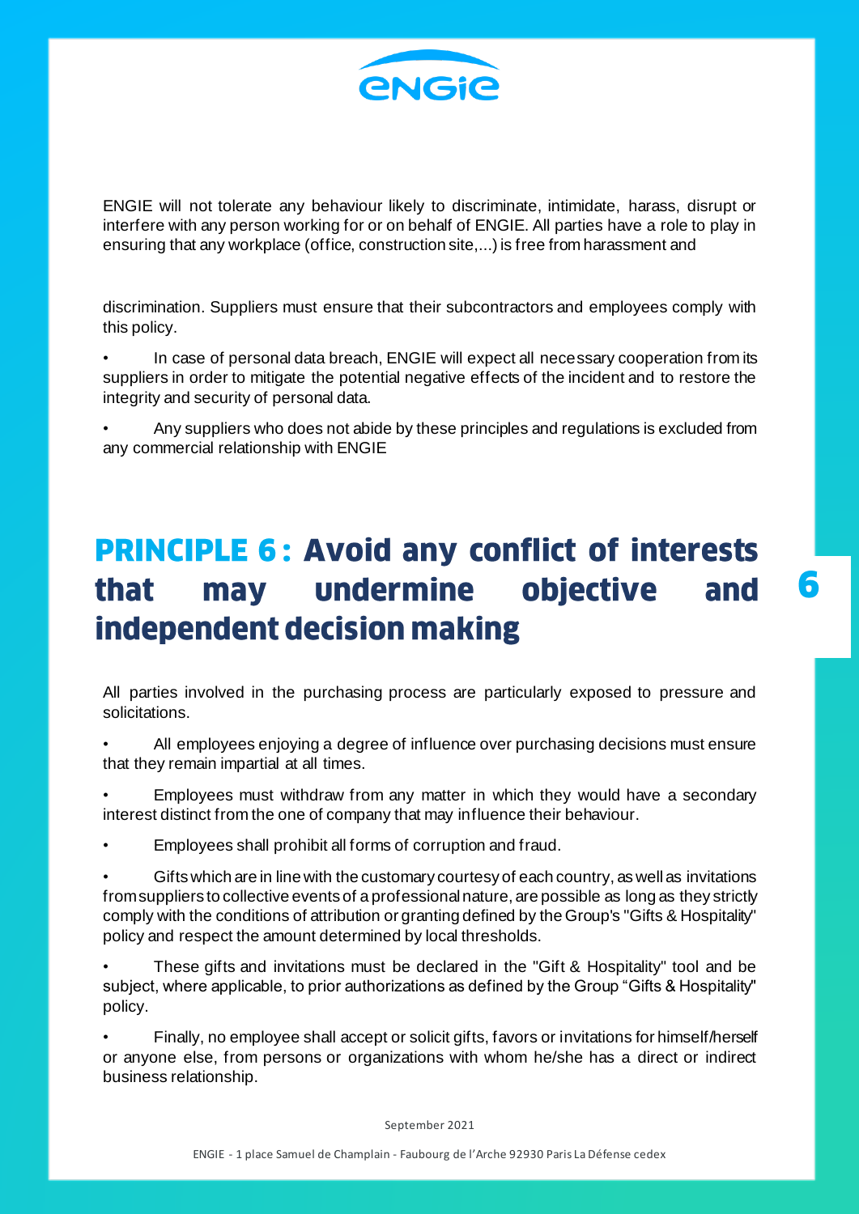ENGIE will not tolerate any behaviour likely to discriminate, intimidate, harass, disrupt or interfere with any person working for or on behalf of ENGIE. All parties have a role to play in ensuring that any workplace (office, construction site,...) is free from harassment and

discrimination. Suppliers must ensure that their subcontractors and employees comply with this policy.

- In case of personal data breach, ENGIE will expect all necessary cooperation from its suppliers in order to mitigate the potential negative effects of the incident and to restore the integrity and security of personal data.
- Any suppliers who does not abide by these principles and regulations is excluded from any commercial relationship with ENGIE

# PRINCIPLE 6 : Avoid any conflict of interests that may undermine objective and independent decision making

All parties involved in the purchasing process are particularly exposed to pressure and solicitations.

- All employees enjoying a degree of influence over purchasing decisions must ensure that they remain impartial at all times.
- Employees must withdraw from any matter in which they would have a secondary interest distinct from the one of company that may influence their behaviour.
- Employees shall prohibit all forms of corruption and fraud.
- Gifts which are in line with the customary courtesy of each country, as well as invitations from suppliers to collective events of a professional nature, are possible as long as they strictly comply with the conditions of attribution or granting defined by the Group's "Gifts & Hospitality" policy and respect the amount determined by local thresholds.
- These gifts and invitations must be declared in the "Gift & Hospitality" tool and be subject, where applicable, to prior authorizations as defined by the Group "Gifts & Hospitality" policy.
- Finally, no employee shall accept or solicit gifts, favors or invitations for himself/herself or anyone else, from persons or organizations with whom he/she has a direct or indirect business relationship.

September 2021

ENGIE - 1 place Samuel de Champlain - Faubourg de l'Arche 92930 Paris La Défense cedex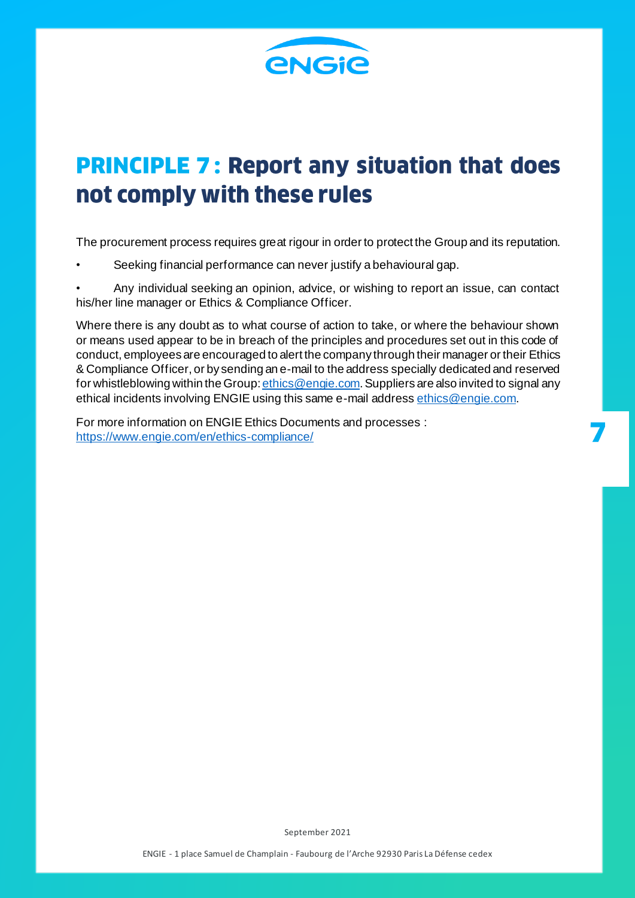# PRINCIPLE 7 : Report any situation that does not comply with these rules

The procurement process requires great rigour in order to protect the Group and its reputation.

- Seeking financial performance can never justify a behavioural gap.
- Any individual seeking an opinion, advice, or wishing to report an issue, can contact his/her line manager or Ethics & Compliance Officer.

Where there is any doubt as to what course of action to take, or where the behaviour shown or means used appear to be in breach of the principles and procedures set out in this code of conduct, employees are encouraged to alert the company through their manager or their Ethics & Compliance Officer, or by sending an e-mail to the address specially dedicated and reserved for whistleblowing within the Group: ethics@engie.com. Suppliers are also invited to signal any ethical incidents involving ENGIE using this same e-mail address ethics@engie.com.

For more information on ENGIE Ethics Documents and processes : https://www.engie.com/en/ethics-compliance/

September 2021

ENGIE - 1 place Samuel de Champlain - Faubourg de l'Arche 92930 Paris La Défense cedex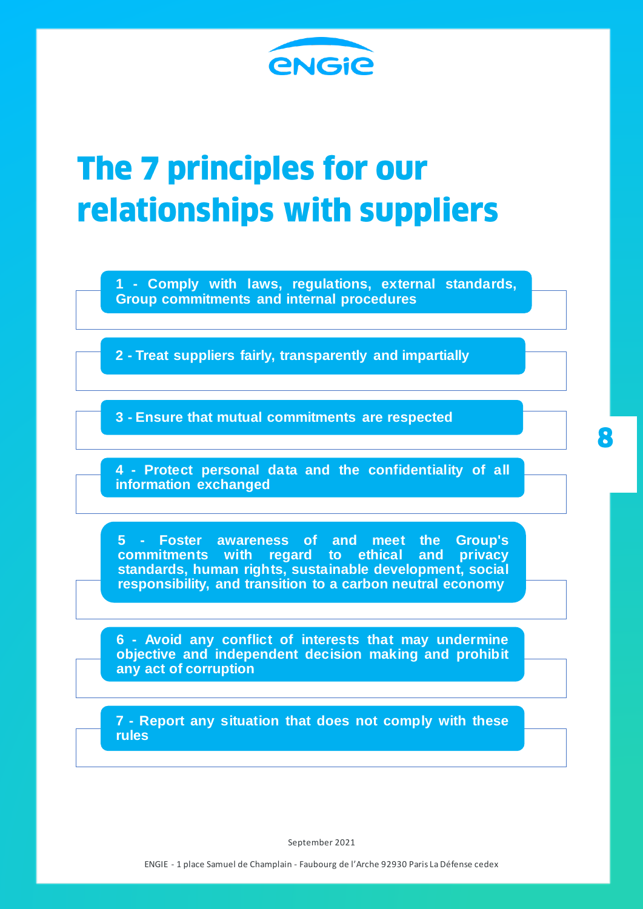# The 7 principles for our relationships with suppliers

1 - Comply with laws, regulations, external standards, Group commitments and internal procedures

2 - Treat suppliers fairly, transparently and impartially

3 - Ensure that mutual commitments are respected

4 - Protect personal data and the confidentiality of all information exchanged

5 - Foster awareness of and meet the Group's commitments with regard to ethical and privacy standards, human rights, sustainable development, social responsibility, and transition to a carbon neutral economy

6 - Avoid any conflict of interests that may undermine objective and independent decision making and prohibit any act of corruption

7 - Report any situation that does not comply with these rules

September 2021

ENGIE - 1 place Samuel de Champlain - Faubourg de l'Arche 92930 Paris La Défense cedex